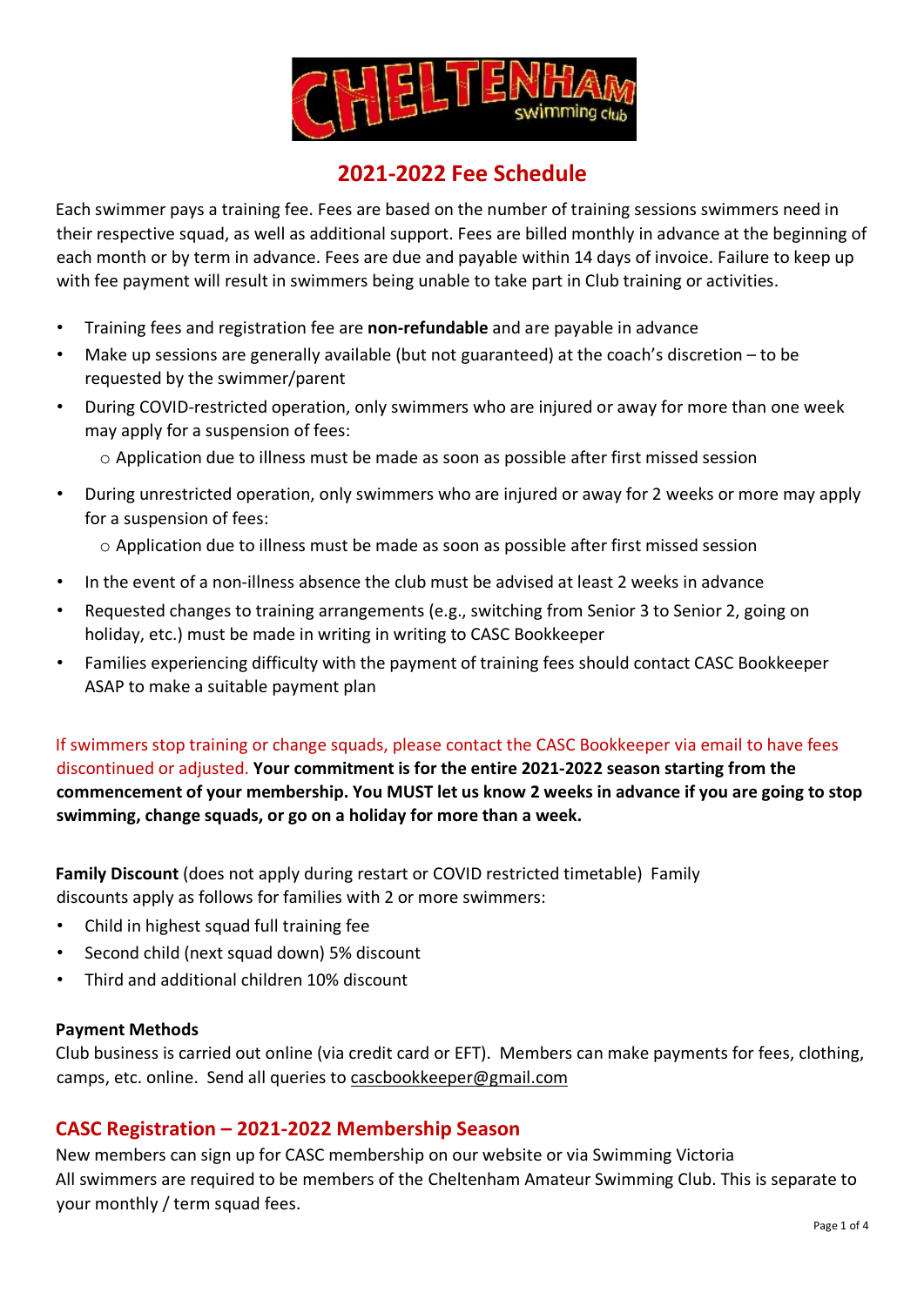# 2021-2022 Fee Schedule

Each swimmer pays a training fee. Fees are based on the number of training sessions swimmers need in their respective squad, as well as additional support. Fees are billed monthly in advance at the beginning of each month or by term in advance. Fees are due and payable within 14 days of invoice. Failure to keep up with fee payment will result in swimmers being unable to take part in Club training or activities.

- Training fees and registration fee are **non-refundable** and are payable in advance
- Make up sessions are generally available (but not guaranteed) at the coach's discretion – to be requested by the swimmer/parent
- During COVID-restricted operation, only swimmers who are injured or away for more than one week may apply for a suspension of fees:
  - Application due to illness must be made as soon as possible after first missed session
- During unrestricted operation, only swimmers who are injured or away for 2 weeks or more may apply for a suspension of fees:
  - Application due to illness must be made as soon as possible after first missed session
- In the event of a non-illness absence the club must be advised at least 2 weeks in advance
- Requested changes to training arrangements (e.g., switching from Senior 3 to Senior 2, going on holiday, etc.) must be made in writing in writing to CASC Bookkeeper
- Families experiencing difficulty with the payment of training fees should contact CASC Bookkeeper ASAP to make a suitable payment plan

If swimmers stop training or change squads, please contact the CASC Bookkeeper via email to have fees discontinued or adjusted. **Your commitment is for the entire 2021-2022 season starting from the commencement of your membership. You MUST let us know 2 weeks in advance if you are going to stop swimming, change squads, or go on a holiday for more than a week.**

**Family Discount** (does not apply during restart or COVID restricted timetable) Family discounts apply as follows for families with 2 or more swimmers:

- Child in highest squad full training fee
- Second child (next squad down) 5% discount
- Third and additional children 10% discount

**Payment Methods**

Club business is carried out online (via credit card or EFT). Members can make payments for fees, clothing, camps, etc. online. Send all queries to cascbookkeeper@gmail.com

## CASC Registration – 2021-2022 Membership Season

New members can sign up for CASC membership on our website or via Swimming Victoria
All swimmers are required to be members of the Cheltenham Amateur Swimming Club. This is separate to your monthly / term squad fees.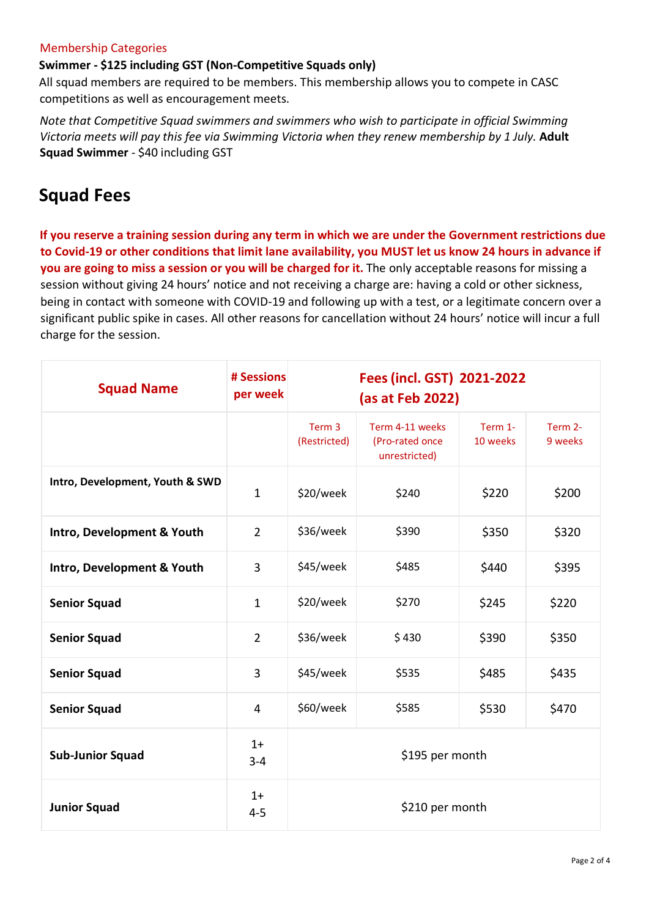Membership Categories

**Swimmer - $125 including GST (Non-Competitive Squads only)**

All squad members are required to be members. This membership allows you to compete in CASC competitions as well as encouragement meets.

*Note that Competitive Squad swimmers and swimmers who wish to participate in official Swimming Victoria meets will pay this fee via Swimming Victoria when they renew membership by 1 July.* **Adult Squad Swimmer** - $40 including GST

## Squad Fees

**If you reserve a training session during any term in which we are under the Government restrictions due to Covid-19 or other conditions that limit lane availability, you MUST let us know 24 hours in advance if you are going to miss a session or you will be charged for it.** The only acceptable reasons for missing a session without giving 24 hours' notice and not receiving a charge are: having a cold or other sickness, being in contact with someone with COVID-19 and following up with a test, or a legitimate concern over a significant public spike in cases. All other reasons for cancellation without 24 hours' notice will incur a full charge for the session.

| Squad Name | # Sessions per week | Fees (incl. GST) 2021-2022 (as at Feb 2022) | | | |
|---|---|---|---|---|---|
| | | Term 3 (Restricted) | Term 4-11 weeks (Pro-rated once unrestricted) | Term 1-10 weeks | Term 2-9 weeks |
| **Intro, Development, Youth & SWD** | 1 | $20/week | $240 | $220 | $200 |
| **Intro, Development & Youth** | 2 | $36/week | $390 | $350 | $320 |
| **Intro, Development & Youth** | 3 | $45/week | $485 | $440 | $395 |
| **Senior Squad** | 1 | $20/week | $270 | $245 | $220 |
| **Senior Squad** | 2 | $36/week | $ 430 | $390 | $350 |
| **Senior Squad** | 3 | $45/week | $535 | $485 | $435 |
| **Senior Squad** | 4 | $60/week | $585 | $530 | $470 |
| **Sub-Junior Squad** | 1+ 3-4 | $195 per month | | | |
| **Junior Squad** | 1+ 4-5 | $210 per month | | | |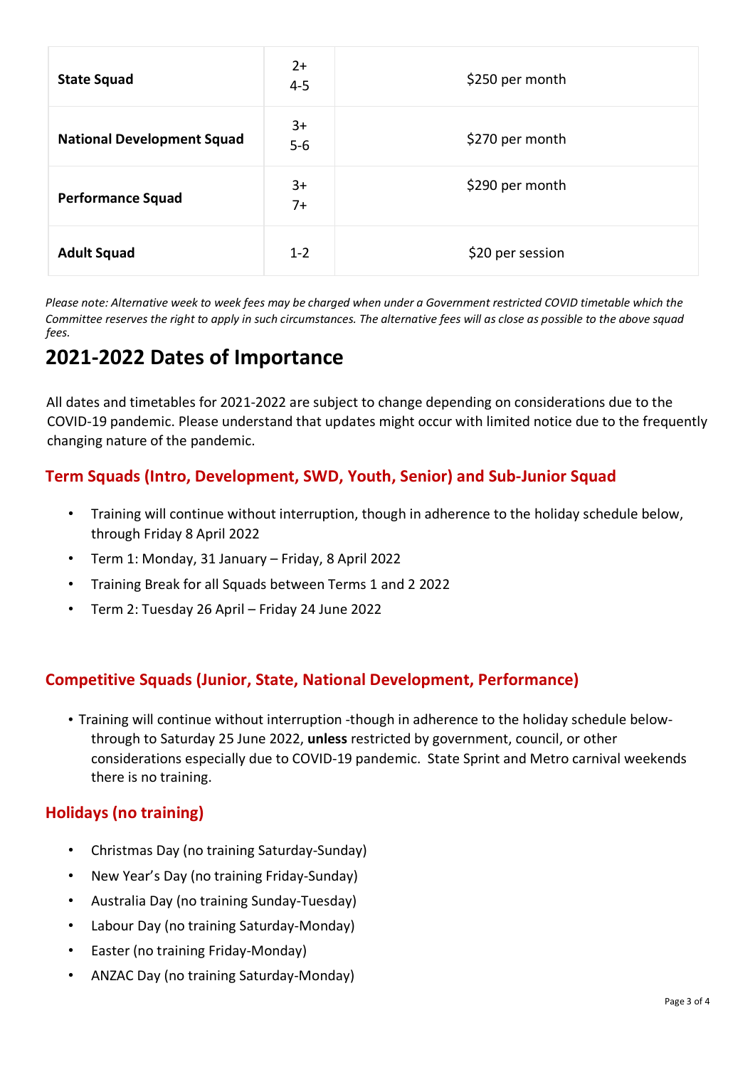| **State Squad** | 2+<br>4-5 | $250 per month |
|---|---|---|
| **National Development Squad** | 3+<br>5-6 | $270 per month |
| **Performance Squad** | 3+<br>7+ | $290 per month |
| **Adult Squad** | 1-2 | $20 per session |

*Please note: Alternative week to week fees may be charged when under a Government restricted COVID timetable which the Committee reserves the right to apply in such circumstances. The alternative fees will as close as possible to the above squad fees.*

# 2021-2022 Dates of Importance

All dates and timetables for 2021-2022 are subject to change depending on considerations due to the COVID-19 pandemic. Please understand that updates might occur with limited notice due to the frequently changing nature of the pandemic.

## Term Squads (Intro, Development, SWD, Youth, Senior) and Sub-Junior Squad

- Training will continue without interruption, though in adherence to the holiday schedule below, through Friday 8 April 2022
- Term 1: Monday, 31 January – Friday, 8 April 2022
- Training Break for all Squads between Terms 1 and 2 2022
- Term 2: Tuesday 26 April – Friday 24 June 2022

## Competitive Squads (Junior, State, National Development, Performance)

- Training will continue without interruption -though in adherence to the holiday schedule below- through to Saturday 25 June 2022, **unless** restricted by government, council, or other considerations especially due to COVID-19 pandemic. State Sprint and Metro carnival weekends there is no training.

## Holidays (no training)

- Christmas Day (no training Saturday-Sunday)
- New Year's Day (no training Friday-Sunday)
- Australia Day (no training Sunday-Tuesday)
- Labour Day (no training Saturday-Monday)
- Easter (no training Friday-Monday)
- ANZAC Day (no training Saturday-Monday)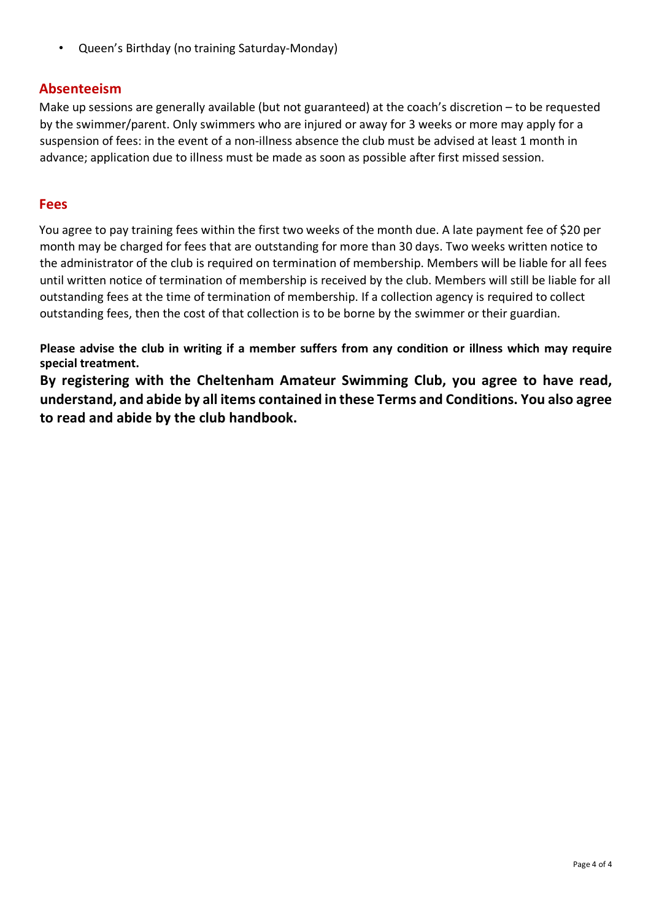- Queen's Birthday (no training Saturday-Monday)

## Absenteeism

Make up sessions are generally available (but not guaranteed) at the coach's discretion – to be requested by the swimmer/parent. Only swimmers who are injured or away for 3 weeks or more may apply for a suspension of fees: in the event of a non-illness absence the club must be advised at least 1 month in advance; application due to illness must be made as soon as possible after first missed session.

## Fees

You agree to pay training fees within the first two weeks of the month due. A late payment fee of $20 per month may be charged for fees that are outstanding for more than 30 days. Two weeks written notice to the administrator of the club is required on termination of membership. Members will be liable for all fees until written notice of termination of membership is received by the club. Members will still be liable for all outstanding fees at the time of termination of membership. If a collection agency is required to collect outstanding fees, then the cost of that collection is to be borne by the swimmer or their guardian.

**Please advise the club in writing if a member suffers from any condition or illness which may require special treatment.**

**By registering with the Cheltenham Amateur Swimming Club, you agree to have read, understand, and abide by all items contained in these Terms and Conditions. You also agree to read and abide by the club handbook.**